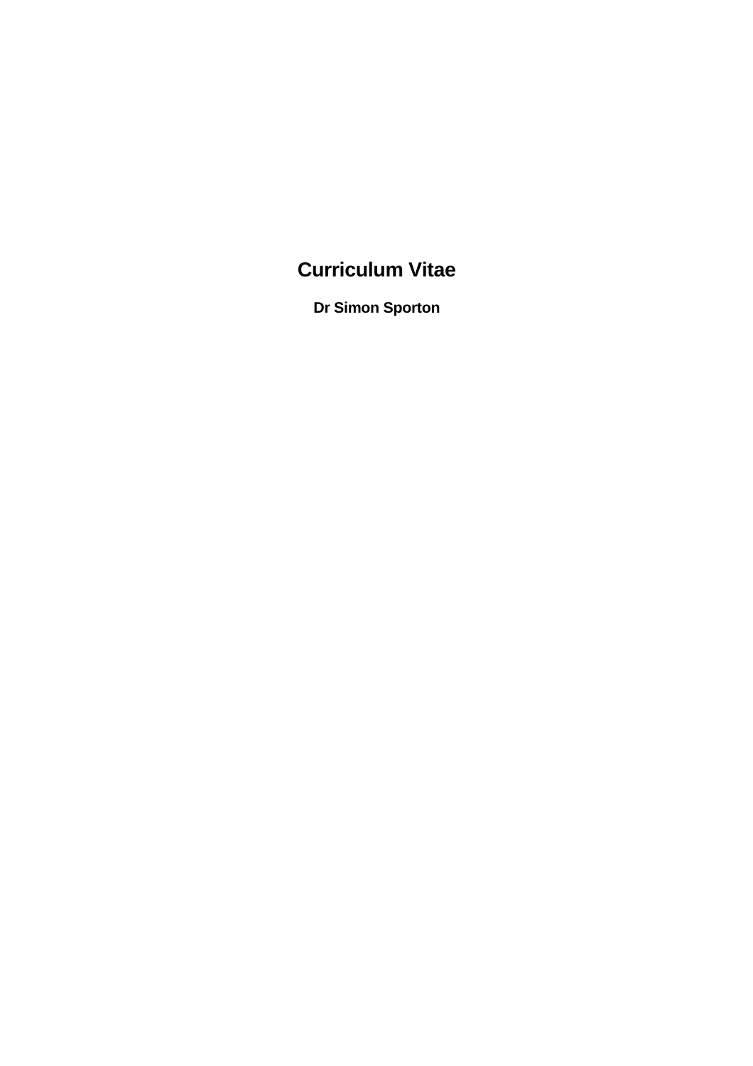# Curriculum Vitae

**Dr Simon Sporton**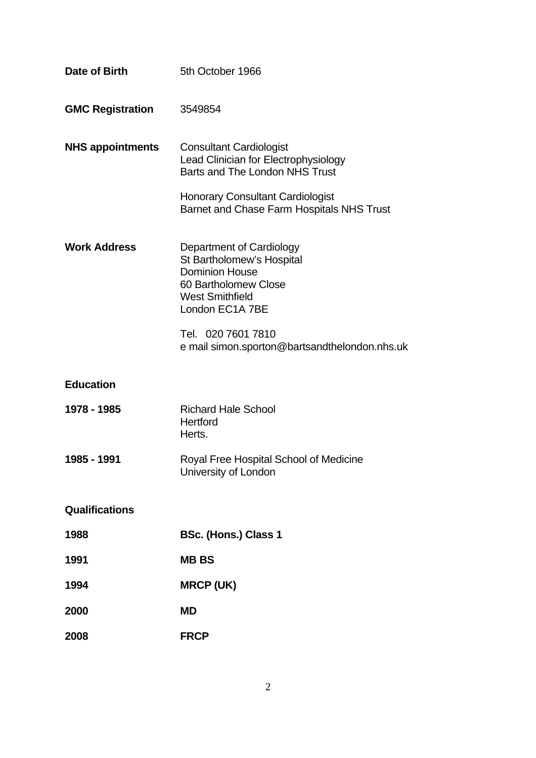**Date of Birth** 5th October 1966

**GMC Registration** 3549854

**NHS appointments**

Consultant Cardiologist
Lead Clinician for Electrophysiology
Barts and The London NHS Trust

Honorary Consultant Cardiologist
Barnet and Chase Farm Hospitals NHS Trust

**Work Address**

Department of Cardiology
St Bartholomew's Hospital
Dominion House
60 Bartholomew Close
West Smithfield
London EC1A 7BE

Tel. 020 7601 7810
e mail simon.sporton@bartsandthelondon.nhs.uk

**Education**

**1978 - 1985** Richard Hale School
Hertford
Herts.

**1985 - 1991** Royal Free Hospital School of Medicine
University of London

**Qualifications**

**1988** **BSc. (Hons.) Class 1**

**1991** **MB BS**

**1994** **MRCP (UK)**

**2000** **MD**

**2008** **FRCP**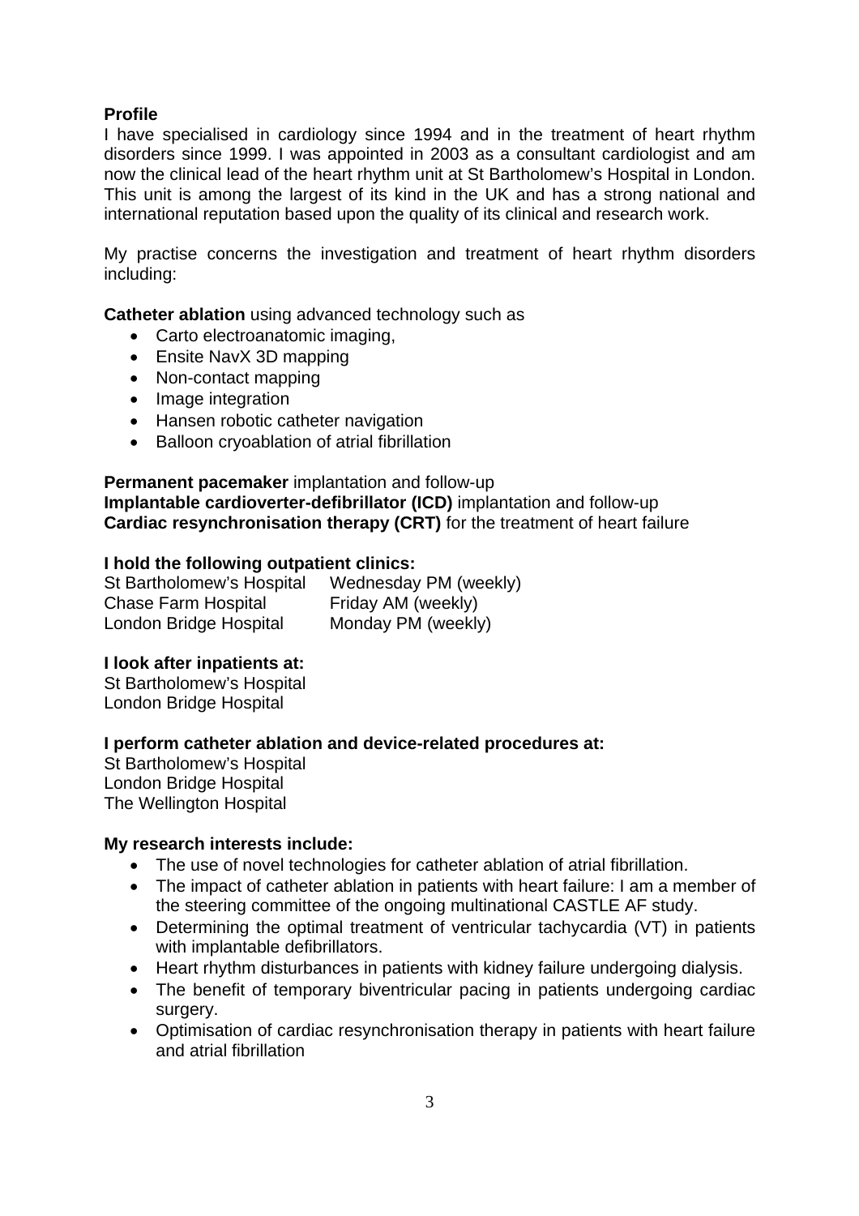**Profile**

I have specialised in cardiology since 1994 and in the treatment of heart rhythm disorders since 1999. I was appointed in 2003 as a consultant cardiologist and am now the clinical lead of the heart rhythm unit at St Bartholomew's Hospital in London. This unit is among the largest of its kind in the UK and has a strong national and international reputation based upon the quality of its clinical and research work.

My practise concerns the investigation and treatment of heart rhythm disorders including:

**Catheter ablation** using advanced technology such as

- Carto electroanatomic imaging,
- Ensite NavX 3D mapping
- Non-contact mapping
- Image integration
- Hansen robotic catheter navigation
- Balloon cryoablation of atrial fibrillation

**Permanent pacemaker** implantation and follow-up
**Implantable cardioverter-defibrillator (ICD)** implantation and follow-up
**Cardiac resynchronisation therapy (CRT)** for the treatment of heart failure

**I hold the following outpatient clinics:**

| | |
|---|---|
| St Bartholomew's Hospital | Wednesday PM (weekly) |
| Chase Farm Hospital | Friday AM (weekly) |
| London Bridge Hospital | Monday PM (weekly) |

**I look after inpatients at:**
St Bartholomew's Hospital
London Bridge Hospital

**I perform catheter ablation and device-related procedures at:**
St Bartholomew's Hospital
London Bridge Hospital
The Wellington Hospital

**My research interests include:**

- The use of novel technologies for catheter ablation of atrial fibrillation.
- The impact of catheter ablation in patients with heart failure: I am a member of the steering committee of the ongoing multinational CASTLE AF study.
- Determining the optimal treatment of ventricular tachycardia (VT) in patients with implantable defibrillators.
- Heart rhythm disturbances in patients with kidney failure undergoing dialysis.
- The benefit of temporary biventricular pacing in patients undergoing cardiac surgery.
- Optimisation of cardiac resynchronisation therapy in patients with heart failure and atrial fibrillation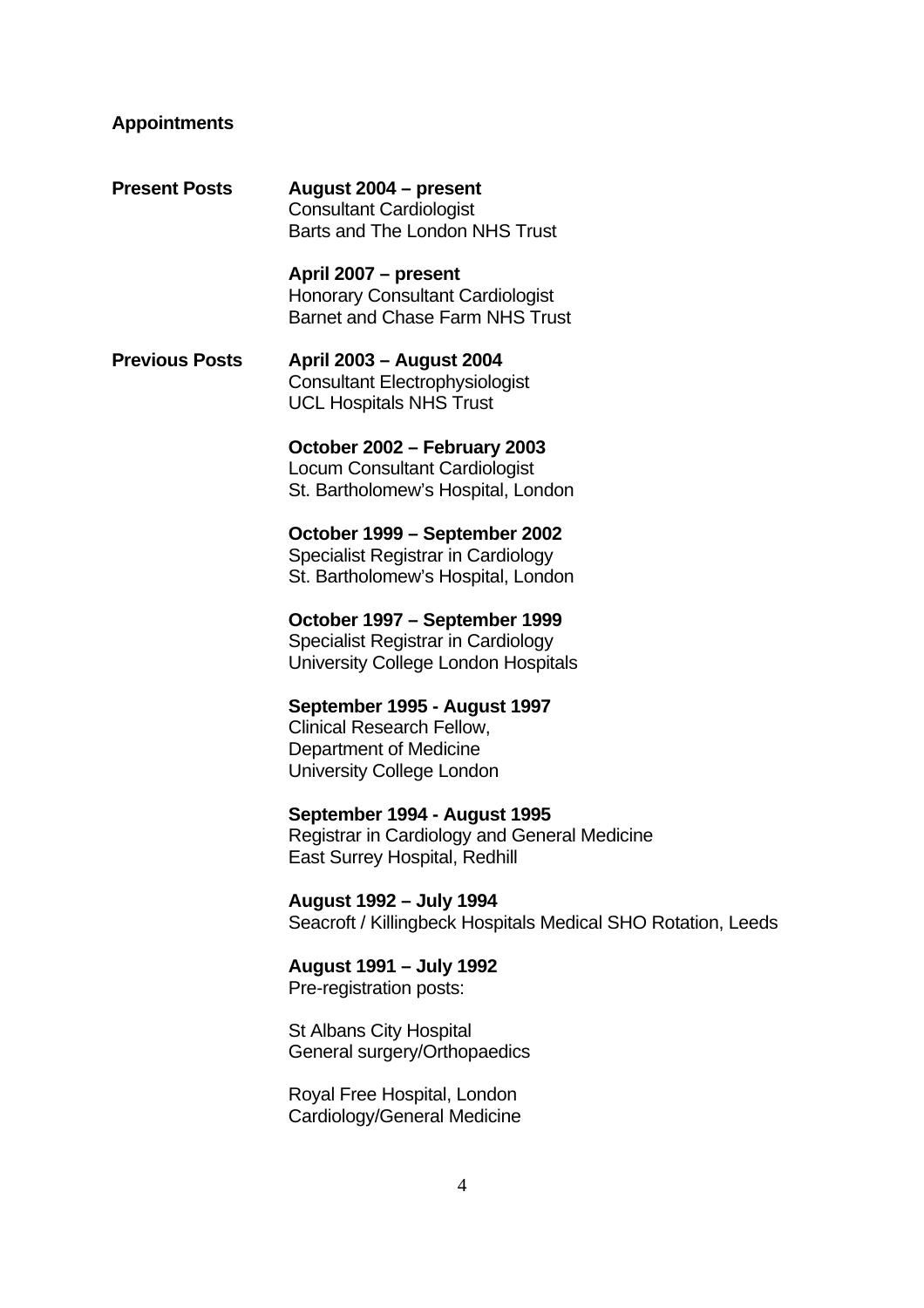## Appointments

**Present Posts**

**August 2004 – present**
Consultant Cardiologist
Barts and The London NHS Trust

**April 2007 – present**
Honorary Consultant Cardiologist
Barnet and Chase Farm NHS Trust

**Previous Posts**

**April 2003 – August 2004**
Consultant Electrophysiologist
UCL Hospitals NHS Trust

**October 2002 – February 2003**
Locum Consultant Cardiologist
St. Bartholomew's Hospital, London

**October 1999 – September 2002**
Specialist Registrar in Cardiology
St. Bartholomew's Hospital, London

**October 1997 – September 1999**
Specialist Registrar in Cardiology
University College London Hospitals

**September 1995 - August 1997**
Clinical Research Fellow,
Department of Medicine
University College London

**September 1994 - August 1995**
Registrar in Cardiology and General Medicine
East Surrey Hospital, Redhill

**August 1992 – July 1994**
Seacroft / Killingbeck Hospitals Medical SHO Rotation, Leeds

**August 1991 – July 1992**
Pre-registration posts:

St Albans City Hospital
General surgery/Orthopaedics

Royal Free Hospital, London
Cardiology/General Medicine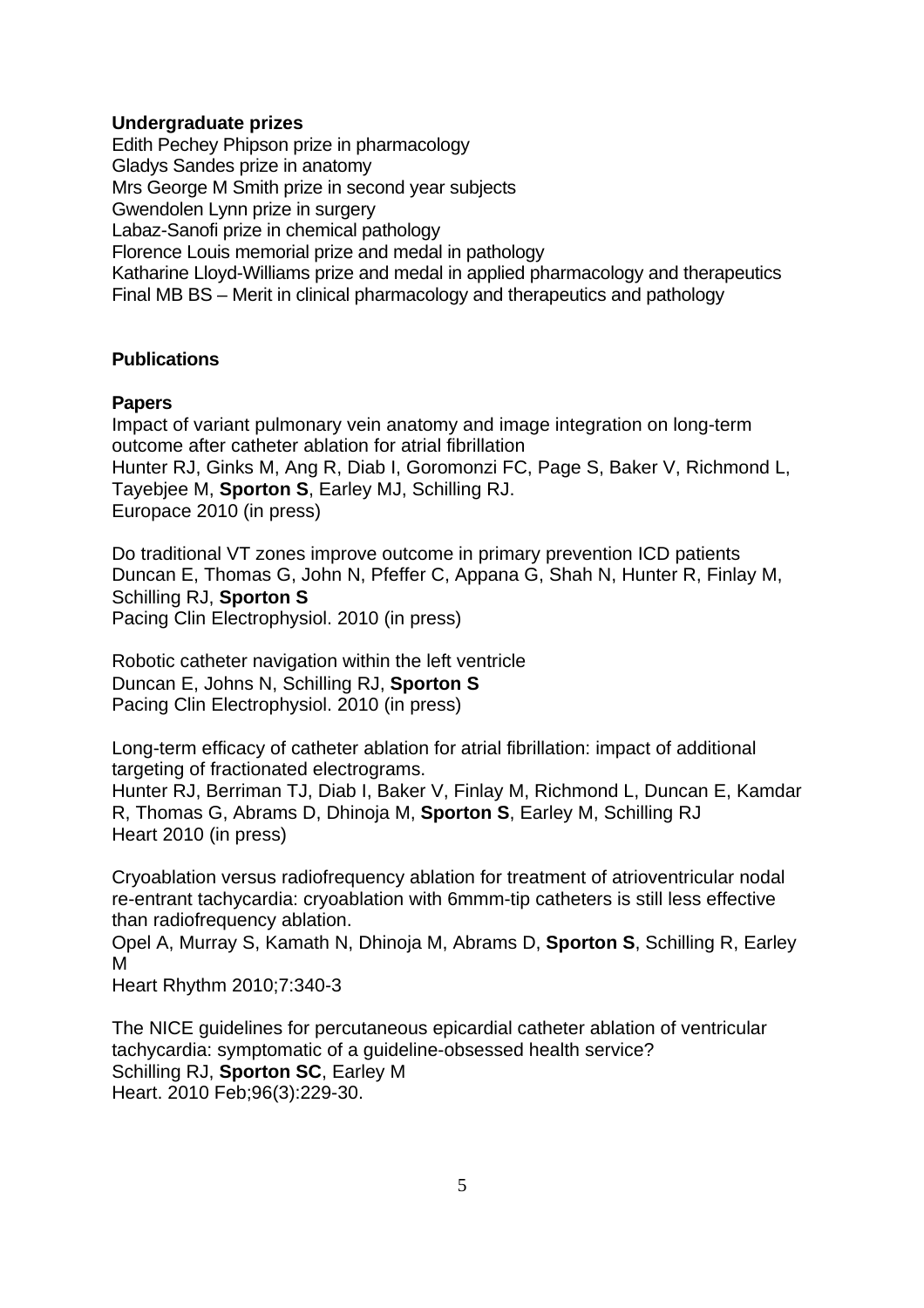**Undergraduate prizes**

Edith Pechey Phipson prize in pharmacology
Gladys Sandes prize in anatomy
Mrs George M Smith prize in second year subjects
Gwendolen Lynn prize in surgery
Labaz-Sanofi prize in chemical pathology
Florence Louis memorial prize and medal in pathology
Katharine Lloyd-Williams prize and medal in applied pharmacology and therapeutics
Final MB BS – Merit in clinical pharmacology and therapeutics and pathology

**Publications**

**Papers**

Impact of variant pulmonary vein anatomy and image integration on long-term outcome after catheter ablation for atrial fibrillation
Hunter RJ, Ginks M, Ang R, Diab I, Goromonzi FC, Page S, Baker V, Richmond L, Tayebjee M, **Sporton S**, Earley MJ, Schilling RJ.
Europace 2010 (in press)

Do traditional VT zones improve outcome in primary prevention ICD patients
Duncan E, Thomas G, John N, Pfeffer C, Appana G, Shah N, Hunter R, Finlay M, Schilling RJ, **Sporton S**
Pacing Clin Electrophysiol. 2010 (in press)

Robotic catheter navigation within the left ventricle
Duncan E, Johns N, Schilling RJ, **Sporton S**
Pacing Clin Electrophysiol. 2010 (in press)

Long-term efficacy of catheter ablation for atrial fibrillation: impact of additional targeting of fractionated electrograms.
Hunter RJ, Berriman TJ, Diab I, Baker V, Finlay M, Richmond L, Duncan E, Kamdar R, Thomas G, Abrams D, Dhinoja M, **Sporton S**, Earley M, Schilling RJ
Heart 2010 (in press)

Cryoablation versus radiofrequency ablation for treatment of atrioventricular nodal re-entrant tachycardia: cryoablation with 6mmm-tip catheters is still less effective than radiofrequency ablation.
Opel A, Murray S, Kamath N, Dhinoja M, Abrams D, **Sporton S**, Schilling R, Earley M
Heart Rhythm 2010;7:340-3

The NICE guidelines for percutaneous epicardial catheter ablation of ventricular tachycardia: symptomatic of a guideline-obsessed health service?
Schilling RJ, **Sporton SC**, Earley M
Heart. 2010 Feb;96(3):229-30.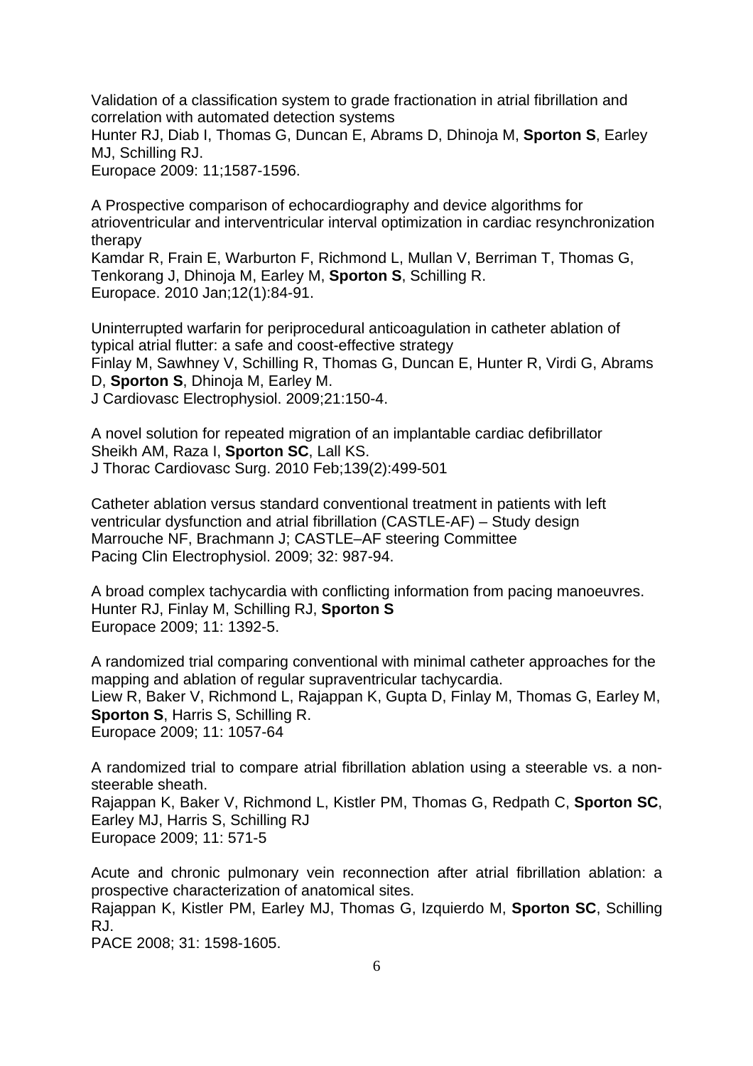Validation of a classification system to grade fractionation in atrial fibrillation and correlation with automated detection systems
Hunter RJ, Diab I, Thomas G, Duncan E, Abrams D, Dhinoja M, **Sporton S**, Earley MJ, Schilling RJ.
Europace 2009: 11;1587-1596.

A Prospective comparison of echocardiography and device algorithms for atrioventricular and interventricular interval optimization in cardiac resynchronization therapy
Kamdar R, Frain E, Warburton F, Richmond L, Mullan V, Berriman T, Thomas G, Tenkorang J, Dhinoja M, Earley M, **Sporton S**, Schilling R.
Europace. 2010 Jan;12(1):84-91.

Uninterrupted warfarin for periprocedural anticoagulation in catheter ablation of typical atrial flutter: a safe and coost-effective strategy
Finlay M, Sawhney V, Schilling R, Thomas G, Duncan E, Hunter R, Virdi G, Abrams D, **Sporton S**, Dhinoja M, Earley M.
J Cardiovasc Electrophysiol. 2009;21:150-4.

A novel solution for repeated migration of an implantable cardiac defibrillator
Sheikh AM, Raza I, **Sporton SC**, Lall KS.
J Thorac Cardiovasc Surg. 2010 Feb;139(2):499-501

Catheter ablation versus standard conventional treatment in patients with left ventricular dysfunction and atrial fibrillation (CASTLE-AF) – Study design
Marrouche NF, Brachmann J; CASTLE–AF steering Committee
Pacing Clin Electrophysiol. 2009; 32: 987-94.

A broad complex tachycardia with conflicting information from pacing manoeuvres.
Hunter RJ, Finlay M, Schilling RJ, **Sporton S**
Europace 2009; 11: 1392-5.

A randomized trial comparing conventional with minimal catheter approaches for the mapping and ablation of regular supraventricular tachycardia.
Liew R, Baker V, Richmond L, Rajappan K, Gupta D, Finlay M, Thomas G, Earley M, **Sporton S**, Harris S, Schilling R.
Europace 2009; 11: 1057-64

A randomized trial to compare atrial fibrillation ablation using a steerable vs. a non-steerable sheath.
Rajappan K, Baker V, Richmond L, Kistler PM, Thomas G, Redpath C, **Sporton SC**, Earley MJ, Harris S, Schilling RJ
Europace 2009; 11: 571-5

Acute and chronic pulmonary vein reconnection after atrial fibrillation ablation: a prospective characterization of anatomical sites.
Rajappan K, Kistler PM, Earley MJ, Thomas G, Izquierdo M, **Sporton SC**, Schilling RJ.
PACE 2008; 31: 1598-1605.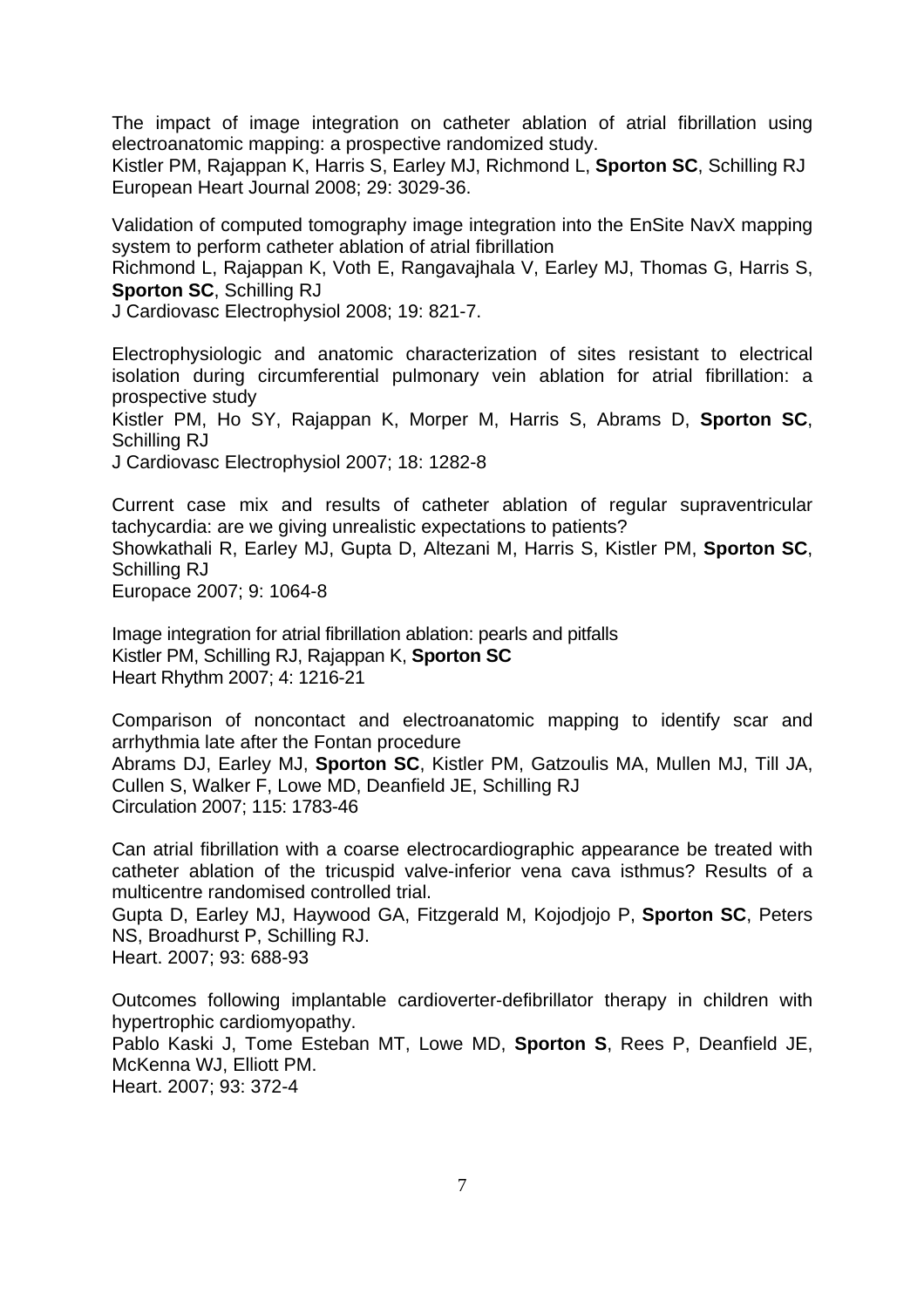The impact of image integration on catheter ablation of atrial fibrillation using electroanatomic mapping: a prospective randomized study.
Kistler PM, Rajappan K, Harris S, Earley MJ, Richmond L, **Sporton SC**, Schilling RJ
European Heart Journal 2008; 29: 3029-36.

Validation of computed tomography image integration into the EnSite NavX mapping system to perform catheter ablation of atrial fibrillation
Richmond L, Rajappan K, Voth E, Rangavajhala V, Earley MJ, Thomas G, Harris S, **Sporton SC**, Schilling RJ
J Cardiovasc Electrophysiol 2008; 19: 821-7.

Electrophysiologic and anatomic characterization of sites resistant to electrical isolation during circumferential pulmonary vein ablation for atrial fibrillation: a prospective study
Kistler PM, Ho SY, Rajappan K, Morper M, Harris S, Abrams D, **Sporton SC**, Schilling RJ
J Cardiovasc Electrophysiol 2007; 18: 1282-8

Current case mix and results of catheter ablation of regular supraventricular tachycardia: are we giving unrealistic expectations to patients?
Showkathali R, Earley MJ, Gupta D, Altezani M, Harris S, Kistler PM, **Sporton SC**, Schilling RJ
Europace 2007; 9: 1064-8

Image integration for atrial fibrillation ablation: pearls and pitfalls
Kistler PM, Schilling RJ, Rajappan K, **Sporton SC**
Heart Rhythm 2007; 4: 1216-21

Comparison of noncontact and electroanatomic mapping to identify scar and arrhythmia late after the Fontan procedure
Abrams DJ, Earley MJ, **Sporton SC**, Kistler PM, Gatzoulis MA, Mullen MJ, Till JA, Cullen S, Walker F, Lowe MD, Deanfield JE, Schilling RJ
Circulation 2007; 115: 1783-46

Can atrial fibrillation with a coarse electrocardiographic appearance be treated with catheter ablation of the tricuspid valve-inferior vena cava isthmus? Results of a multicentre randomised controlled trial.
Gupta D, Earley MJ, Haywood GA, Fitzgerald M, Kojodjojo P, **Sporton SC**, Peters NS, Broadhurst P, Schilling RJ.
Heart. 2007; 93: 688-93

Outcomes following implantable cardioverter-defibrillator therapy in children with hypertrophic cardiomyopathy.
Pablo Kaski J, Tome Esteban MT, Lowe MD, **Sporton S**, Rees P, Deanfield JE, McKenna WJ, Elliott PM.
Heart. 2007; 93: 372-4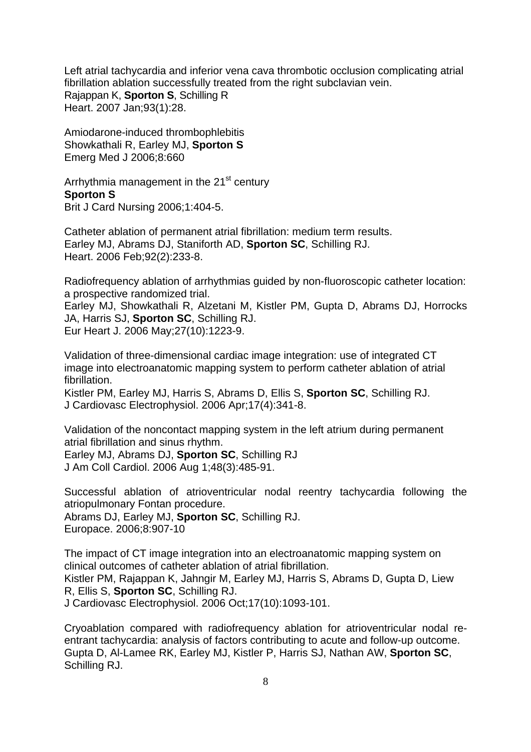Left atrial tachycardia and inferior vena cava thrombotic occlusion complicating atrial fibrillation ablation successfully treated from the right subclavian vein.
Rajappan K, **Sporton S**, Schilling R
Heart. 2007 Jan;93(1):28.

Amiodarone-induced thrombophlebitis
Showkathali R, Earley MJ, **Sporton S**
Emerg Med J 2006;8:660

Arrhythmia management in the 21st century
**Sporton S**
Brit J Card Nursing 2006;1:404-5.

Catheter ablation of permanent atrial fibrillation: medium term results.
Earley MJ, Abrams DJ, Staniforth AD, **Sporton SC**, Schilling RJ.
Heart. 2006 Feb;92(2):233-8.

Radiofrequency ablation of arrhythmias guided by non-fluoroscopic catheter location: a prospective randomized trial.
Earley MJ, Showkathali R, Alzetani M, Kistler PM, Gupta D, Abrams DJ, Horrocks JA, Harris SJ, **Sporton SC**, Schilling RJ.
Eur Heart J. 2006 May;27(10):1223-9.

Validation of three-dimensional cardiac image integration: use of integrated CT image into electroanatomic mapping system to perform catheter ablation of atrial fibrillation.
Kistler PM, Earley MJ, Harris S, Abrams D, Ellis S, **Sporton SC**, Schilling RJ.
J Cardiovasc Electrophysiol. 2006 Apr;17(4):341-8.

Validation of the noncontact mapping system in the left atrium during permanent atrial fibrillation and sinus rhythm.
Earley MJ, Abrams DJ, **Sporton SC**, Schilling RJ
J Am Coll Cardiol. 2006 Aug 1;48(3):485-91.

Successful ablation of atrioventricular nodal reentry tachycardia following the atriopulmonary Fontan procedure.
Abrams DJ, Earley MJ, **Sporton SC**, Schilling RJ.
Europace. 2006;8:907-10

The impact of CT image integration into an electroanatomic mapping system on clinical outcomes of catheter ablation of atrial fibrillation.
Kistler PM, Rajappan K, Jahngir M, Earley MJ, Harris S, Abrams D, Gupta D, Liew R, Ellis S, **Sporton SC**, Schilling RJ.
J Cardiovasc Electrophysiol. 2006 Oct;17(10):1093-101.

Cryoablation compared with radiofrequency ablation for atrioventricular nodal re-entrant tachycardia: analysis of factors contributing to acute and follow-up outcome.
Gupta D, Al-Lamee RK, Earley MJ, Kistler P, Harris SJ, Nathan AW, **Sporton SC**, Schilling RJ.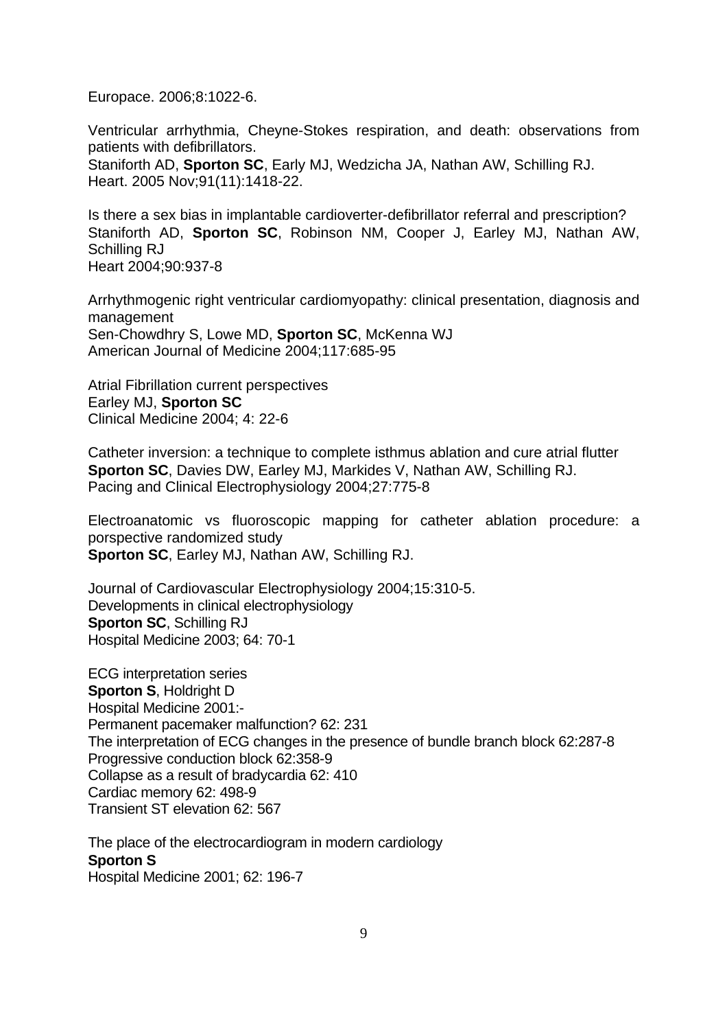Europace. 2006;8:1022-6.

Ventricular arrhythmia, Cheyne-Stokes respiration, and death: observations from patients with defibrillators.
Staniforth AD, **Sporton SC**, Early MJ, Wedzicha JA, Nathan AW, Schilling RJ.
Heart. 2005 Nov;91(11):1418-22.

Is there a sex bias in implantable cardioverter-defibrillator referral and prescription?
Staniforth AD, **Sporton SC**, Robinson NM, Cooper J, Earley MJ, Nathan AW, Schilling RJ
Heart 2004;90:937-8

Arrhythmogenic right ventricular cardiomyopathy: clinical presentation, diagnosis and management
Sen-Chowdhry S, Lowe MD, **Sporton SC**, McKenna WJ
American Journal of Medicine 2004;117:685-95

Atrial Fibrillation current perspectives
Earley MJ, **Sporton SC**
Clinical Medicine 2004; 4: 22-6

Catheter inversion: a technique to complete isthmus ablation and cure atrial flutter
**Sporton SC**, Davies DW, Earley MJ, Markides V, Nathan AW, Schilling RJ.
Pacing and Clinical Electrophysiology 2004;27:775-8

Electroanatomic vs fluoroscopic mapping for catheter ablation procedure: a porspective randomized study
**Sporton SC**, Earley MJ, Nathan AW, Schilling RJ.

Journal of Cardiovascular Electrophysiology 2004;15:310-5.
Developments in clinical electrophysiology
**Sporton SC**, Schilling RJ
Hospital Medicine 2003; 64: 70-1

ECG interpretation series
**Sporton S**, Holdright D
Hospital Medicine 2001:-
Permanent pacemaker malfunction? 62: 231
The interpretation of ECG changes in the presence of bundle branch block 62:287-8
Progressive conduction block 62:358-9
Collapse as a result of bradycardia 62: 410
Cardiac memory 62: 498-9
Transient ST elevation 62: 567

The place of the electrocardiogram in modern cardiology
**Sporton S**
Hospital Medicine 2001; 62: 196-7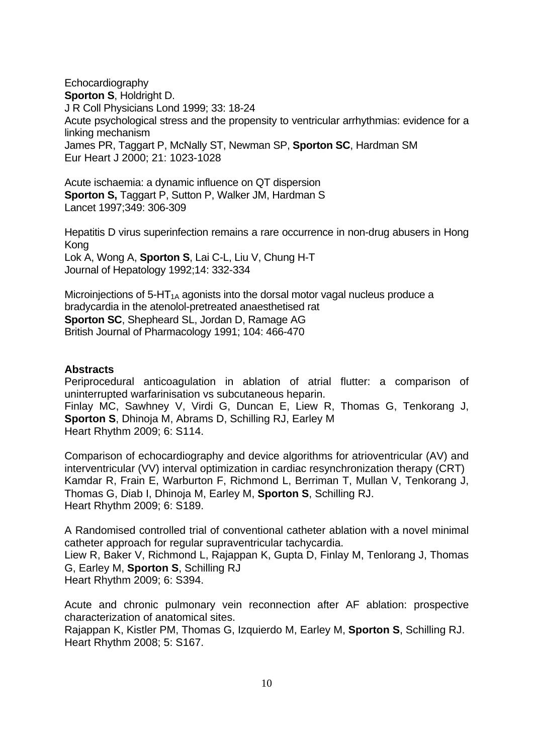Echocardiography
**Sporton S**, Holdright D.
J R Coll Physicians Lond 1999; 33: 18-24
Acute psychological stress and the propensity to ventricular arrhythmias: evidence for a linking mechanism
James PR, Taggart P, McNally ST, Newman SP, **Sporton SC**, Hardman SM
Eur Heart J 2000; 21: 1023-1028

Acute ischaemia: a dynamic influence on QT dispersion
**Sporton S,** Taggart P, Sutton P, Walker JM, Hardman S
Lancet 1997;349: 306-309

Hepatitis D virus superinfection remains a rare occurrence in non-drug abusers in Hong Kong
Lok A, Wong A, **Sporton S**, Lai C-L, Liu V, Chung H-T
Journal of Hepatology 1992;14: 332-334

Microinjections of 5-$HT_{1A}$ agonists into the dorsal motor vagal nucleus produce a bradycardia in the atenolol-pretreated anaesthetised rat
**Sporton SC**, Shepheard SL, Jordan D, Ramage AG
British Journal of Pharmacology 1991; 104: 466-470

**Abstracts**

Periprocedural anticoagulation in ablation of atrial flutter: a comparison of uninterrupted warfarinisation vs subcutaneous heparin.
Finlay MC, Sawhney V, Virdi G, Duncan E, Liew R, Thomas G, Tenkorang J, **Sporton S**, Dhinoja M, Abrams D, Schilling RJ, Earley M
Heart Rhythm 2009; 6: S114.

Comparison of echocardiography and device algorithms for atrioventricular (AV) and interventricular (VV) interval optimization in cardiac resynchronization therapy (CRT)
Kamdar R, Frain E, Warburton F, Richmond L, Berriman T, Mullan V, Tenkorang J, Thomas G, Diab I, Dhinoja M, Earley M, **Sporton S**, Schilling RJ.
Heart Rhythm 2009; 6: S189.

A Randomised controlled trial of conventional catheter ablation with a novel minimal catheter approach for regular supraventricular tachycardia.
Liew R, Baker V, Richmond L, Rajappan K, Gupta D, Finlay M, Tenlorang J, Thomas G, Earley M, **Sporton S**, Schilling RJ
Heart Rhythm 2009; 6: S394.

Acute and chronic pulmonary vein reconnection after AF ablation: prospective characterization of anatomical sites.
Rajappan K, Kistler PM, Thomas G, Izquierdo M, Earley M, **Sporton S**, Schilling RJ.
Heart Rhythm 2008; 5: S167.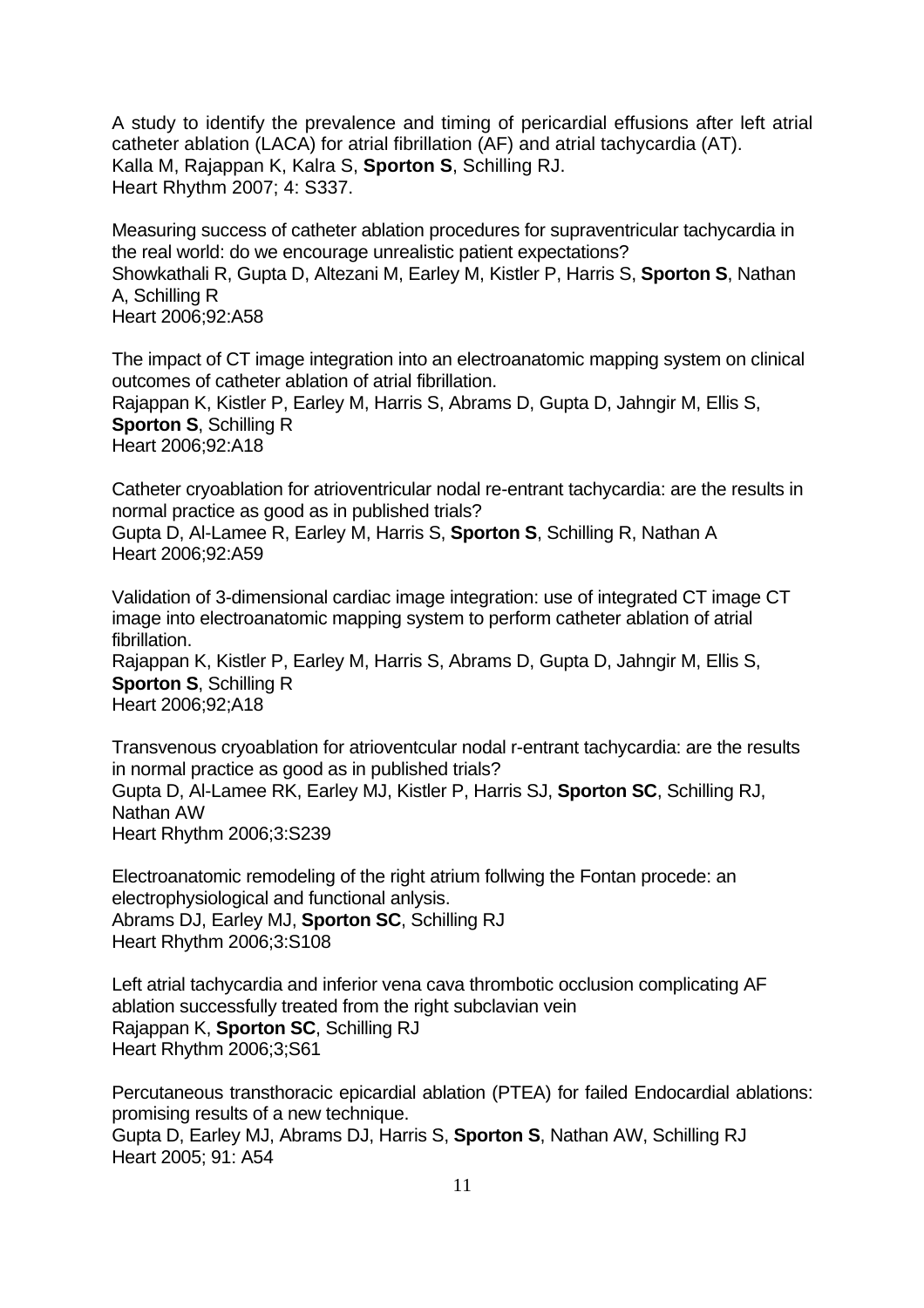A study to identify the prevalence and timing of pericardial effusions after left atrial catheter ablation (LACA) for atrial fibrillation (AF) and atrial tachycardia (AT).  
Kalla M, Rajappan K, Kalra S, **Sporton S**, Schilling RJ.  
Heart Rhythm 2007; 4: S337.

Measuring success of catheter ablation procedures for supraventricular tachycardia in the real world: do we encourage unrealistic patient expectations?  
Showkathali R, Gupta D, Altezani M, Earley M, Kistler P, Harris S, **Sporton S**, Nathan A, Schilling R  
Heart 2006;92:A58

The impact of CT image integration into an electroanatomic mapping system on clinical outcomes of catheter ablation of atrial fibrillation.  
Rajappan K, Kistler P, Earley M, Harris S, Abrams D, Gupta D, Jahngir M, Ellis S, **Sporton S**, Schilling R  
Heart 2006;92:A18

Catheter cryoablation for atrioventricular nodal re-entrant tachycardia: are the results in normal practice as good as in published trials?  
Gupta D, Al-Lamee R, Earley M, Harris S, **Sporton S**, Schilling R, Nathan A  
Heart 2006;92:A59

Validation of 3-dimensional cardiac image integration: use of integrated CT image CT image into electroanatomic mapping system to perform catheter ablation of atrial fibrillation.  
Rajappan K, Kistler P, Earley M, Harris S, Abrams D, Gupta D, Jahngir M, Ellis S, **Sporton S**, Schilling R  
Heart 2006;92;A18

Transvenous cryoablation for atrioventcular nodal r-entrant tachycardia: are the results in normal practice as good as in published trials?  
Gupta D, Al-Lamee RK, Earley MJ, Kistler P, Harris SJ, **Sporton SC**, Schilling RJ, Nathan AW  
Heart Rhythm 2006;3:S239

Electroanatomic remodeling of the right atrium follwing the Fontan procede: an electrophysiological and functional anlysis.  
Abrams DJ, Earley MJ, **Sporton SC**, Schilling RJ  
Heart Rhythm 2006;3:S108

Left atrial tachycardia and inferior vena cava thrombotic occlusion complicating AF ablation successfully treated from the right subclavian vein  
Rajappan K, **Sporton SC**, Schilling RJ  
Heart Rhythm 2006;3;S61

Percutaneous transthoracic epicardial ablation (PTEA) for failed Endocardial ablations: promising results of a new technique.  
Gupta D, Earley MJ, Abrams DJ, Harris S, **Sporton S**, Nathan AW, Schilling RJ  
Heart 2005; 91: A54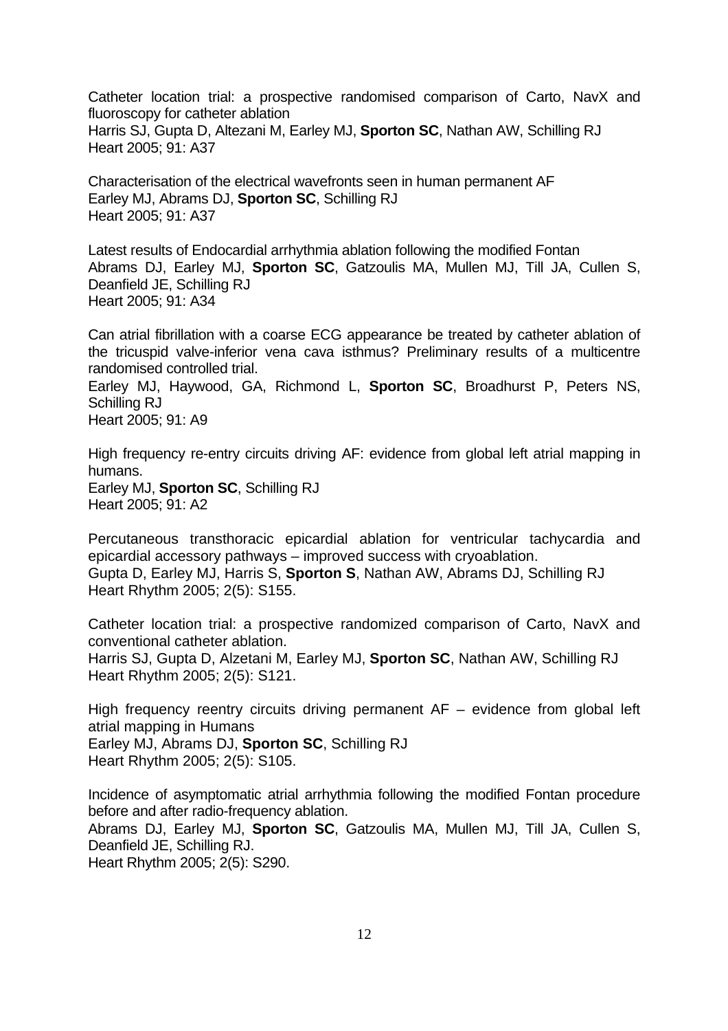Catheter location trial: a prospective randomised comparison of Carto, NavX and fluoroscopy for catheter ablation
Harris SJ, Gupta D, Altezani M, Earley MJ, **Sporton SC**, Nathan AW, Schilling RJ
Heart 2005; 91: A37

Characterisation of the electrical wavefronts seen in human permanent AF
Earley MJ, Abrams DJ, **Sporton SC**, Schilling RJ
Heart 2005; 91: A37

Latest results of Endocardial arrhythmia ablation following the modified Fontan
Abrams DJ, Earley MJ, **Sporton SC**, Gatzoulis MA, Mullen MJ, Till JA, Cullen S, Deanfield JE, Schilling RJ
Heart 2005; 91: A34

Can atrial fibrillation with a coarse ECG appearance be treated by catheter ablation of the tricuspid valve-inferior vena cava isthmus? Preliminary results of a multicentre randomised controlled trial.
Earley MJ, Haywood, GA, Richmond L, **Sporton SC**, Broadhurst P, Peters NS, Schilling RJ
Heart 2005; 91: A9

High frequency re-entry circuits driving AF: evidence from global left atrial mapping in humans.
Earley MJ, **Sporton SC**, Schilling RJ
Heart 2005; 91: A2

Percutaneous transthoracic epicardial ablation for ventricular tachycardia and epicardial accessory pathways – improved success with cryoablation.
Gupta D, Earley MJ, Harris S, **Sporton S**, Nathan AW, Abrams DJ, Schilling RJ
Heart Rhythm 2005; 2(5): S155.

Catheter location trial: a prospective randomized comparison of Carto, NavX and conventional catheter ablation.
Harris SJ, Gupta D, Alzetani M, Earley MJ, **Sporton SC**, Nathan AW, Schilling RJ
Heart Rhythm 2005; 2(5): S121.

High frequency reentry circuits driving permanent AF – evidence from global left atrial mapping in Humans
Earley MJ, Abrams DJ, **Sporton SC**, Schilling RJ
Heart Rhythm 2005; 2(5): S105.

Incidence of asymptomatic atrial arrhythmia following the modified Fontan procedure before and after radio-frequency ablation.
Abrams DJ, Earley MJ, **Sporton SC**, Gatzoulis MA, Mullen MJ, Till JA, Cullen S, Deanfield JE, Schilling RJ.
Heart Rhythm 2005; 2(5): S290.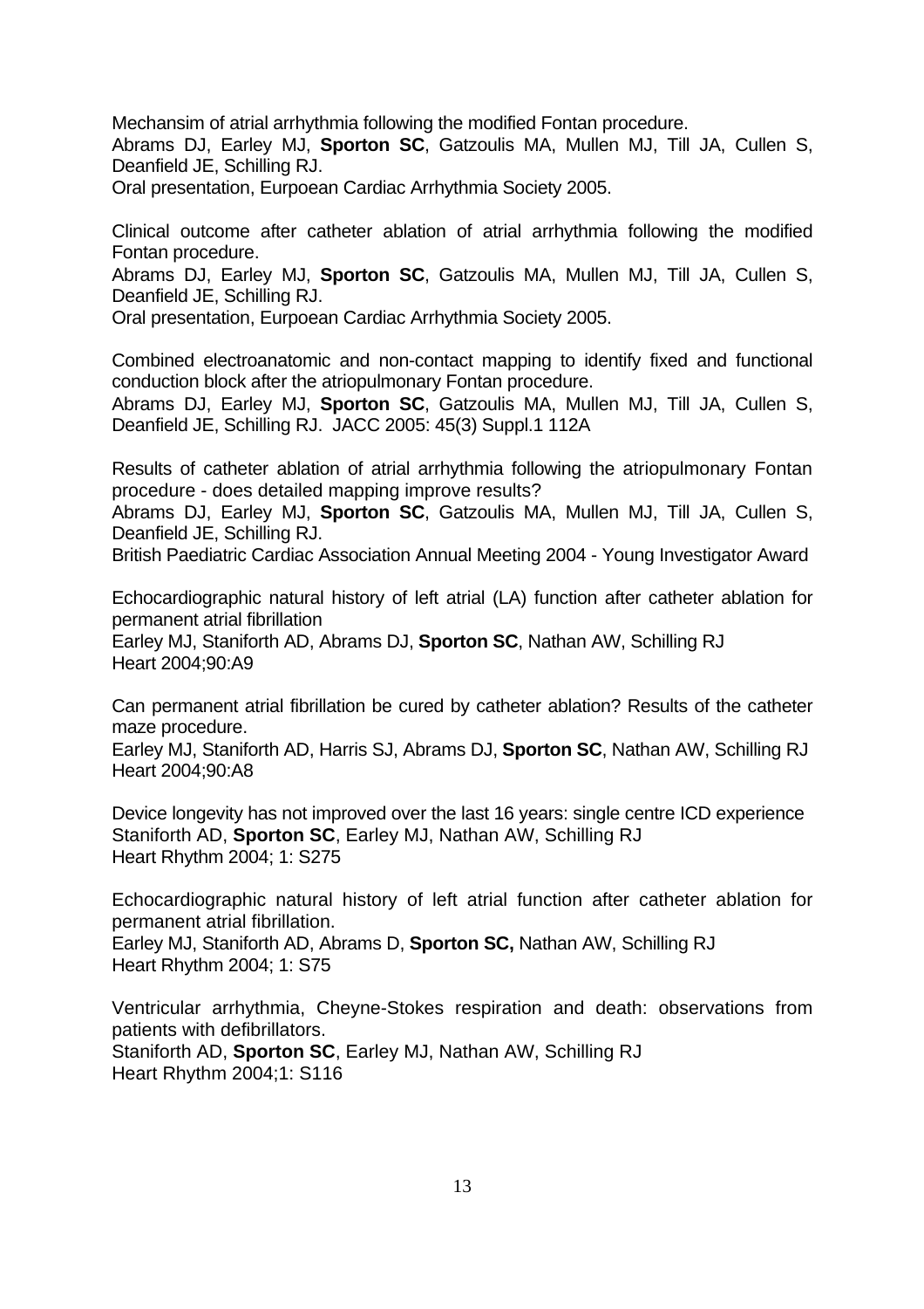Mechansim of atrial arrhythmia following the modified Fontan procedure.
Abrams DJ, Earley MJ, **Sporton SC**, Gatzoulis MA, Mullen MJ, Till JA, Cullen S, Deanfield JE, Schilling RJ.
Oral presentation, Eurpoean Cardiac Arrhythmia Society 2005.

Clinical outcome after catheter ablation of atrial arrhythmia following the modified Fontan procedure.
Abrams DJ, Earley MJ, **Sporton SC**, Gatzoulis MA, Mullen MJ, Till JA, Cullen S, Deanfield JE, Schilling RJ.
Oral presentation, Eurpoean Cardiac Arrhythmia Society 2005.

Combined electroanatomic and non-contact mapping to identify fixed and functional conduction block after the atriopulmonary Fontan procedure.
Abrams DJ, Earley MJ, **Sporton SC**, Gatzoulis MA, Mullen MJ, Till JA, Cullen S, Deanfield JE, Schilling RJ. JACC 2005: 45(3) Suppl.1 112A

Results of catheter ablation of atrial arrhythmia following the atriopulmonary Fontan procedure - does detailed mapping improve results?
Abrams DJ, Earley MJ, **Sporton SC**, Gatzoulis MA, Mullen MJ, Till JA, Cullen S, Deanfield JE, Schilling RJ.
British Paediatric Cardiac Association Annual Meeting 2004 - Young Investigator Award

Echocardiographic natural history of left atrial (LA) function after catheter ablation for permanent atrial fibrillation
Earley MJ, Staniforth AD, Abrams DJ, **Sporton SC**, Nathan AW, Schilling RJ
Heart 2004;90:A9

Can permanent atrial fibrillation be cured by catheter ablation? Results of the catheter maze procedure.
Earley MJ, Staniforth AD, Harris SJ, Abrams DJ, **Sporton SC**, Nathan AW, Schilling RJ
Heart 2004;90:A8

Device longevity has not improved over the last 16 years: single centre ICD experience
Staniforth AD, **Sporton SC**, Earley MJ, Nathan AW, Schilling RJ
Heart Rhythm 2004; 1: S275

Echocardiographic natural history of left atrial function after catheter ablation for permanent atrial fibrillation.
Earley MJ, Staniforth AD, Abrams D, **Sporton SC,** Nathan AW, Schilling RJ
Heart Rhythm 2004; 1: S75

Ventricular arrhythmia, Cheyne-Stokes respiration and death: observations from patients with defibrillators.
Staniforth AD, **Sporton SC**, Earley MJ, Nathan AW, Schilling RJ
Heart Rhythm 2004;1: S116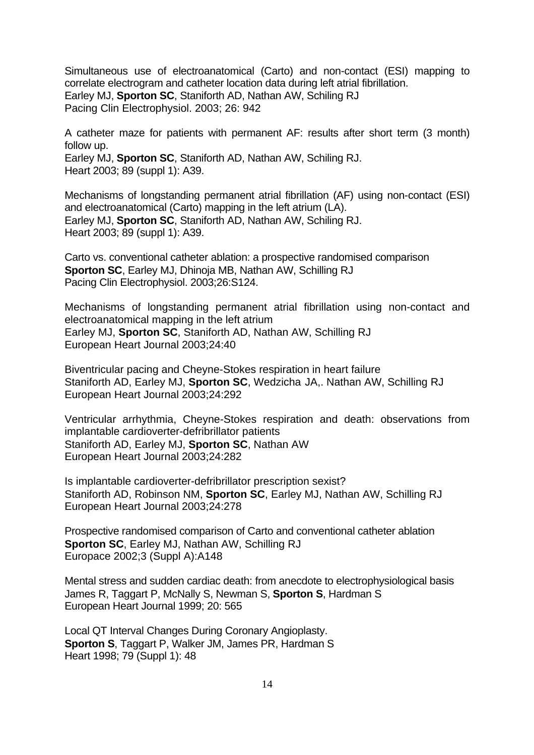Simultaneous use of electroanatomical (Carto) and non-contact (ESI) mapping to correlate electrogram and catheter location data during left atrial fibrillation.
Earley MJ, **Sporton SC**, Staniforth AD, Nathan AW, Schiling RJ
Pacing Clin Electrophysiol. 2003; 26: 942

A catheter maze for patients with permanent AF: results after short term (3 month) follow up.
Earley MJ, **Sporton SC**, Staniforth AD, Nathan AW, Schiling RJ.
Heart 2003; 89 (suppl 1): A39.

Mechanisms of longstanding permanent atrial fibrillation (AF) using non-contact (ESI) and electroanatomical (Carto) mapping in the left atrium (LA).
Earley MJ, **Sporton SC**, Staniforth AD, Nathan AW, Schiling RJ.
Heart 2003; 89 (suppl 1): A39.

Carto vs. conventional catheter ablation: a prospective randomised comparison
**Sporton SC**, Earley MJ, Dhinoja MB, Nathan AW, Schilling RJ
Pacing Clin Electrophysiol. 2003;26:S124.

Mechanisms of longstanding permanent atrial fibrillation using non-contact and electroanatomical mapping in the left atrium
Earley MJ, **Sporton SC**, Staniforth AD, Nathan AW, Schilling RJ
European Heart Journal 2003;24:40

Biventricular pacing and Cheyne-Stokes respiration in heart failure
Staniforth AD, Earley MJ, **Sporton SC**, Wedzicha JA,. Nathan AW, Schilling RJ
European Heart Journal 2003;24:292

Ventricular arrhythmia, Cheyne-Stokes respiration and death: observations from implantable cardioverter-defribrillator patients
Staniforth AD, Earley MJ, **Sporton SC**, Nathan AW
European Heart Journal 2003;24:282

Is implantable cardioverter-defribrillator prescription sexist?
Staniforth AD, Robinson NM, **Sporton SC**, Earley MJ, Nathan AW, Schilling RJ
European Heart Journal 2003;24:278

Prospective randomised comparison of Carto and conventional catheter ablation
**Sporton SC**, Earley MJ, Nathan AW, Schilling RJ
Europace 2002;3 (Suppl A):A148

Mental stress and sudden cardiac death: from anecdote to electrophysiological basis
James R, Taggart P, McNally S, Newman S, **Sporton S**, Hardman S
European Heart Journal 1999; 20: 565

Local QT Interval Changes During Coronary Angioplasty.
**Sporton S**, Taggart P, Walker JM, James PR, Hardman S
Heart 1998; 79 (Suppl 1): 48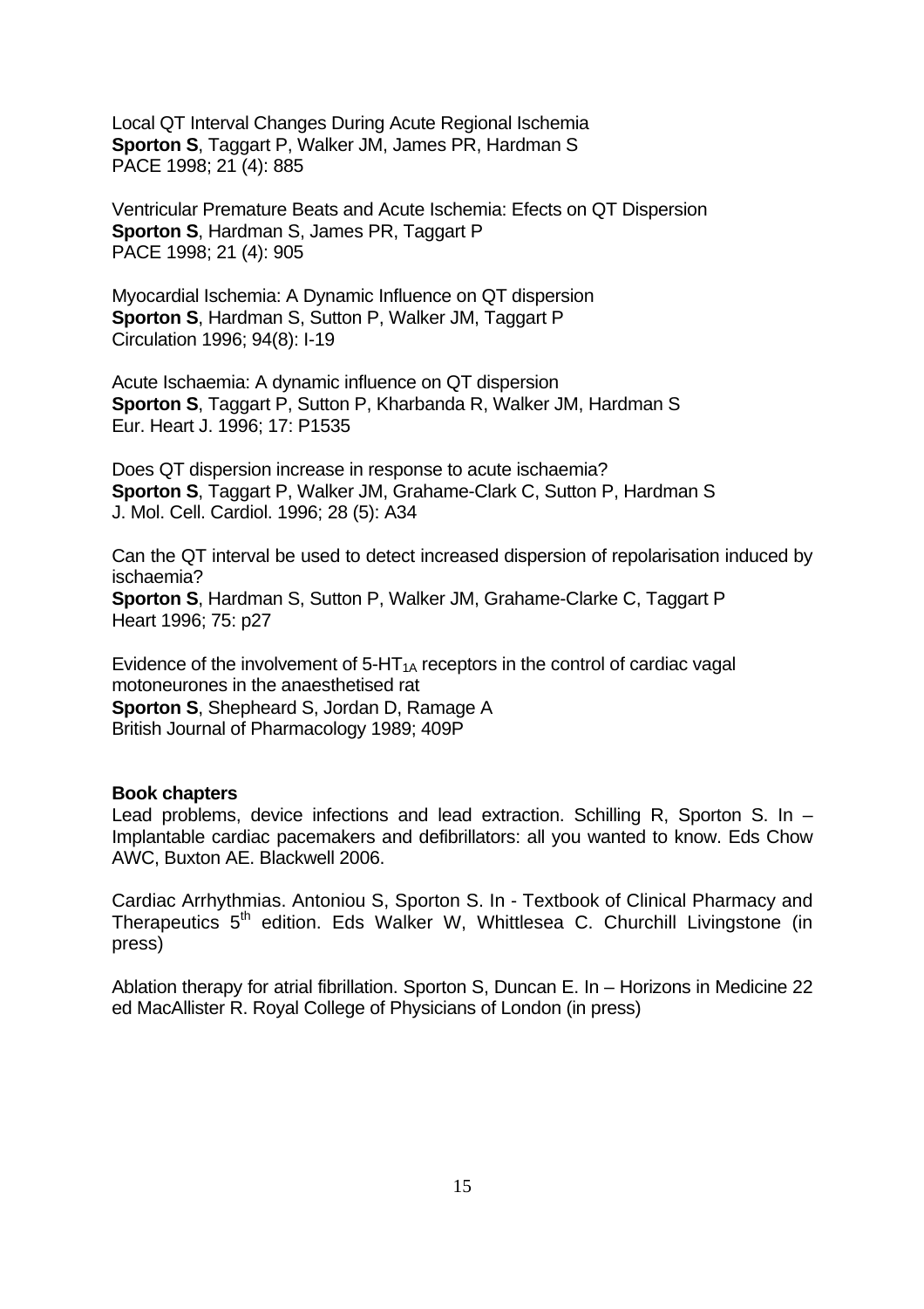Local QT Interval Changes During Acute Regional Ischemia
**Sporton S**, Taggart P, Walker JM, James PR, Hardman S
PACE 1998; 21 (4): 885

Ventricular Premature Beats and Acute Ischemia: Efects on QT Dispersion
**Sporton S**, Hardman S, James PR, Taggart P
PACE 1998; 21 (4): 905

Myocardial Ischemia: A Dynamic Influence on QT dispersion
**Sporton S**, Hardman S, Sutton P, Walker JM, Taggart P
Circulation 1996; 94(8): I-19

Acute Ischaemia: A dynamic influence on QT dispersion
**Sporton S**, Taggart P, Sutton P, Kharbanda R, Walker JM, Hardman S
Eur. Heart J. 1996; 17: P1535

Does QT dispersion increase in response to acute ischaemia?
**Sporton S**, Taggart P, Walker JM, Grahame-Clark C, Sutton P, Hardman S
J. Mol. Cell. Cardiol. 1996; 28 (5): A34

Can the QT interval be used to detect increased dispersion of repolarisation induced by ischaemia?
**Sporton S**, Hardman S, Sutton P, Walker JM, Grahame-Clarke C, Taggart P
Heart 1996; 75: p27

Evidence of the involvement of 5-$HT_{1A}$ receptors in the control of cardiac vagal motoneurones in the anaesthetised rat
**Sporton S**, Shepheard S, Jordan D, Ramage A
British Journal of Pharmacology 1989; 409P

**Book chapters**

Lead problems, device infections and lead extraction. Schilling R, Sporton S. In – Implantable cardiac pacemakers and defibrillators: all you wanted to know. Eds Chow AWC, Buxton AE. Blackwell 2006.

Cardiac Arrhythmias. Antoniou S, Sporton S. In - Textbook of Clinical Pharmacy and Therapeutics 5th edition. Eds Walker W, Whittlesea C. Churchill Livingstone (in press)

Ablation therapy for atrial fibrillation. Sporton S, Duncan E. In – Horizons in Medicine 22 ed MacAllister R. Royal College of Physicians of London (in press)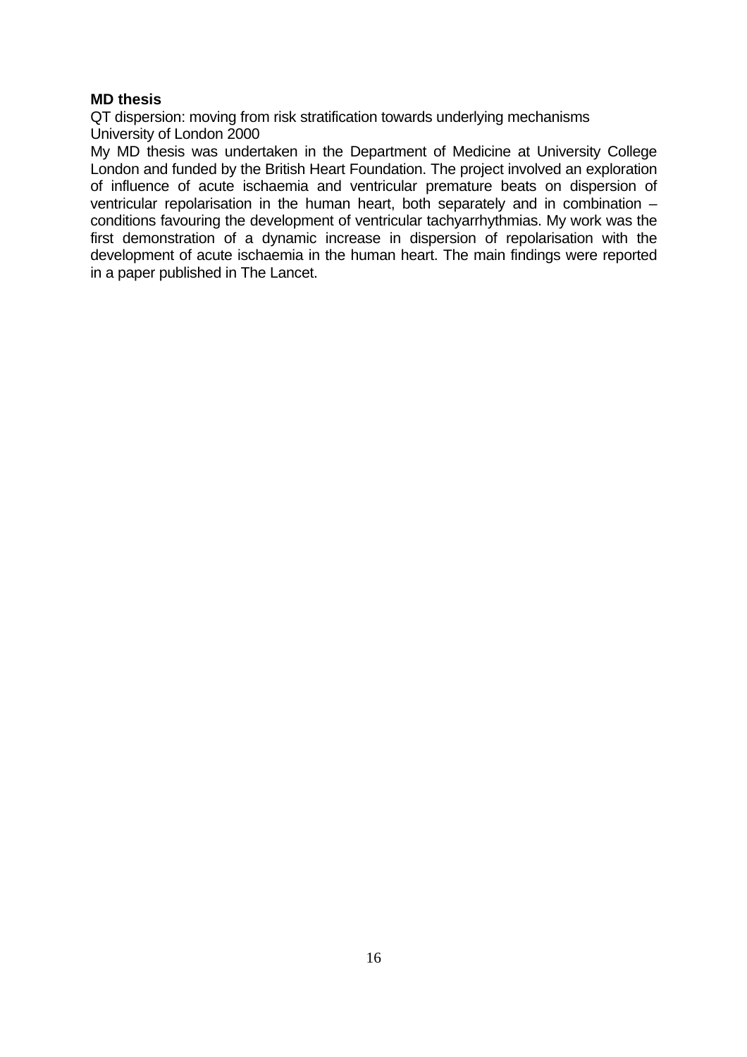**MD thesis**

QT dispersion: moving from risk stratification towards underlying mechanisms
University of London 2000

My MD thesis was undertaken in the Department of Medicine at University College London and funded by the British Heart Foundation. The project involved an exploration of influence of acute ischaemia and ventricular premature beats on dispersion of ventricular repolarisation in the human heart, both separately and in combination – conditions favouring the development of ventricular tachyarrhythmias. My work was the first demonstration of a dynamic increase in dispersion of repolarisation with the development of acute ischaemia in the human heart. The main findings were reported in a paper published in The Lancet.